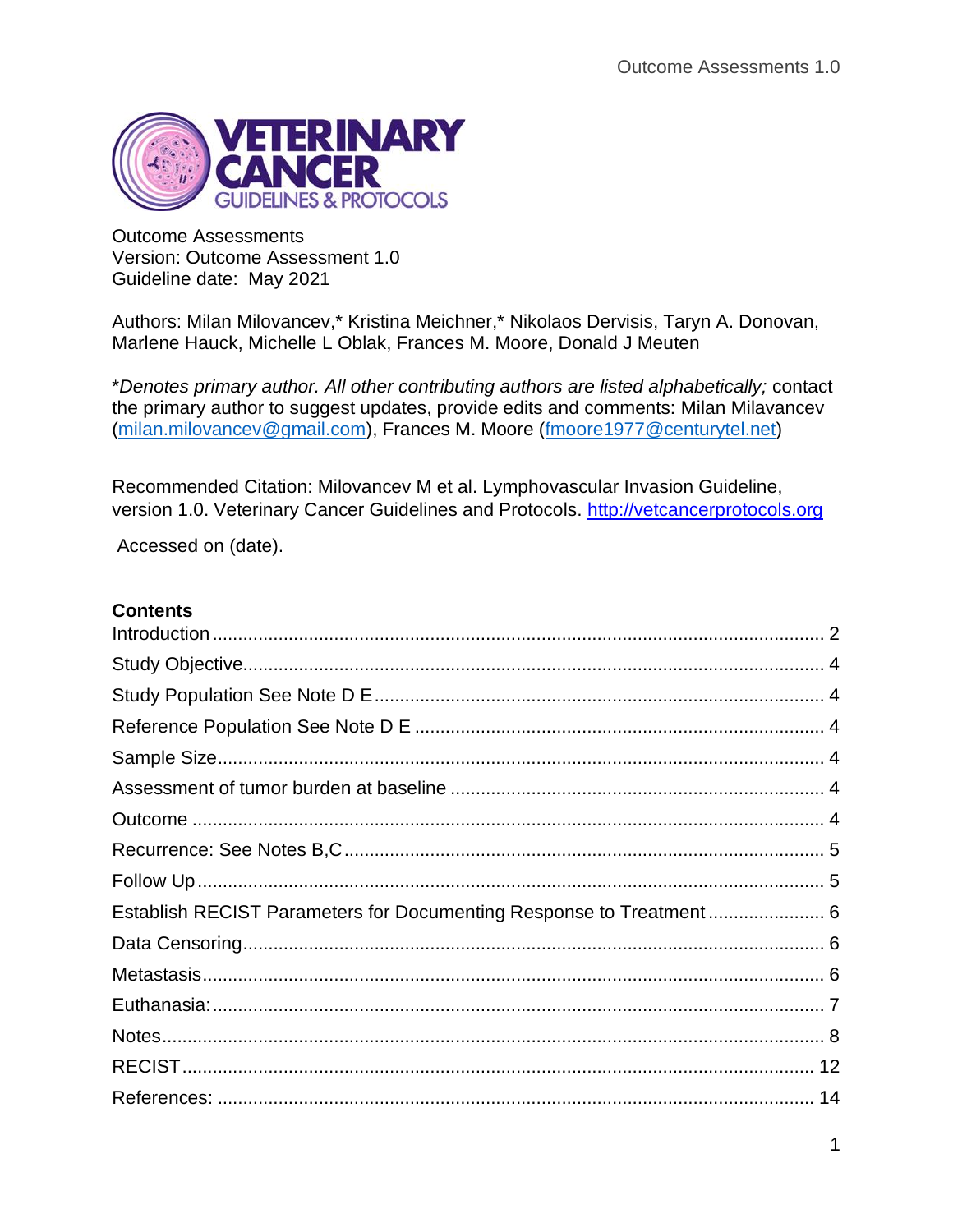Outcome Assessments
Version: Outcome Assessment 1.0
Guideline date: May 2021

Authors: Milan Milovancev,* Kristina Meichner,* Nikolaos Dervisis, Taryn A. Donovan, Marlene Hauck, Michelle L Oblak, Frances M. Moore, Donald J Meuten

**Denotes primary author. All other contributing authors are listed alphabetically;* contact the primary author to suggest updates, provide edits and comments: Milan Milavancev ([milan.milovancev@gmail.com](mailto:milan.milovancev@gmail.com)), Frances M. Moore ([fmoore1977@centurytel.net](mailto:fmoore1977@centurytel.net))

Recommended Citation: Milovancev M et al. Lymphovascular Invasion Guideline, version 1.0. Veterinary Cancer Guidelines and Protocols. [http://vetcancerprotocols.org](http://vetcancerprotocols.org)

Accessed on (date).

## Contents

- Introduction ... 2
- Study Objective ... 4
- Study Population See Note D E ... 4
- Reference Population See Note D E ... 4
- Sample Size ... 4
- Assessment of tumor burden at baseline ... 4
- Outcome ... 4
- Recurrence: See Notes B,C ... 5
- Follow Up ... 5
- Establish RECIST Parameters for Documenting Response to Treatment ... 6
- Data Censoring ... 6
- Metastasis ... 6
- Euthanasia: ... 7
- Notes ... 8
- RECIST ... 12
- References: ... 14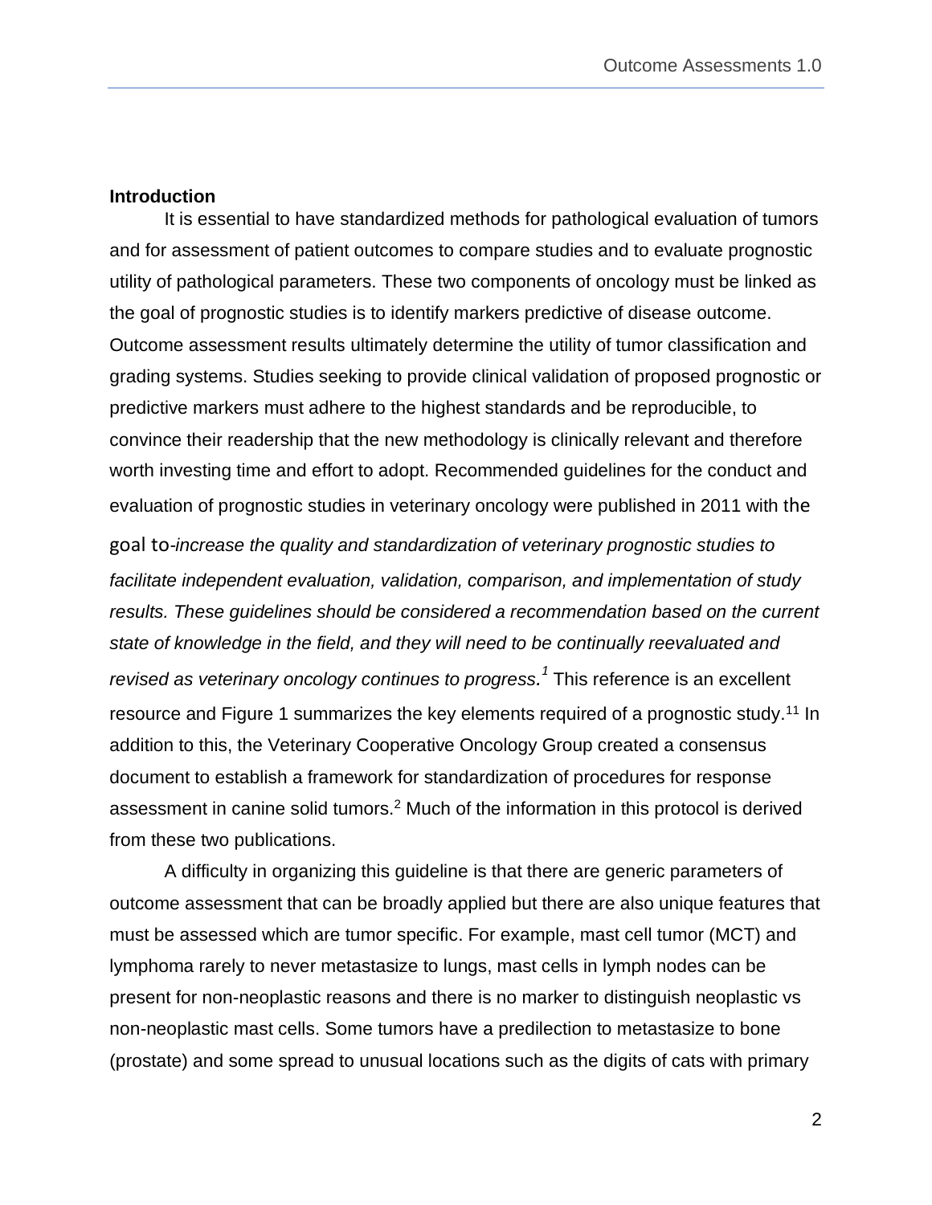## Introduction

It is essential to have standardized methods for pathological evaluation of tumors and for assessment of patient outcomes to compare studies and to evaluate prognostic utility of pathological parameters. These two components of oncology must be linked as the goal of prognostic studies is to identify markers predictive of disease outcome. Outcome assessment results ultimately determine the utility of tumor classification and grading systems. Studies seeking to provide clinical validation of proposed prognostic or predictive markers must adhere to the highest standards and be reproducible, to convince their readership that the new methodology is clinically relevant and therefore worth investing time and effort to adopt. Recommended guidelines for the conduct and evaluation of prognostic studies in veterinary oncology were published in 2011 with the goal to-*increase the quality and standardization of veterinary prognostic studies to facilitate independent evaluation, validation, comparison, and implementation of study results. These guidelines should be considered a recommendation based on the current state of knowledge in the field, and they will need to be continually reevaluated and revised as veterinary oncology continues to progress.*[1] This reference is an excellent resource and Figure 1 summarizes the key elements required of a prognostic study.[11] In addition to this, the Veterinary Cooperative Oncology Group created a consensus document to establish a framework for standardization of procedures for response assessment in canine solid tumors.[2] Much of the information in this protocol is derived from these two publications.

A difficulty in organizing this guideline is that there are generic parameters of outcome assessment that can be broadly applied but there are also unique features that must be assessed which are tumor specific. For example, mast cell tumor (MCT) and lymphoma rarely to never metastasize to lungs, mast cells in lymph nodes can be present for non-neoplastic reasons and there is no marker to distinguish neoplastic vs non-neoplastic mast cells. Some tumors have a predilection to metastasize to bone (prostate) and some spread to unusual locations such as the digits of cats with primary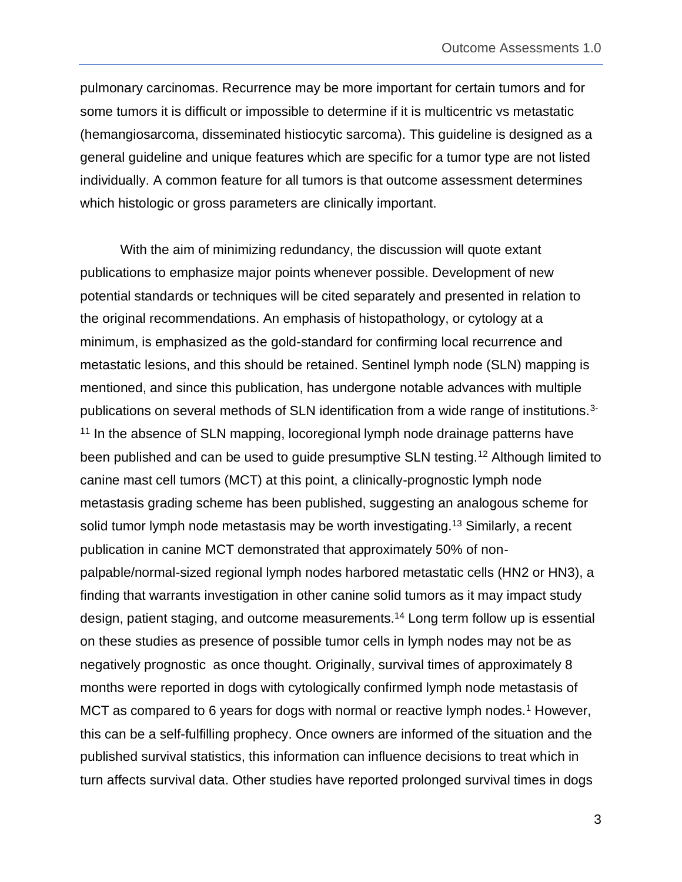pulmonary carcinomas. Recurrence may be more important for certain tumors and for some tumors it is difficult or impossible to determine if it is multicentric vs metastatic (hemangiosarcoma, disseminated histiocytic sarcoma). This guideline is designed as a general guideline and unique features which are specific for a tumor type are not listed individually. A common feature for all tumors is that outcome assessment determines which histologic or gross parameters are clinically important.

With the aim of minimizing redundancy, the discussion will quote extant publications to emphasize major points whenever possible. Development of new potential standards or techniques will be cited separately and presented in relation to the original recommendations. An emphasis of histopathology, or cytology at a minimum, is emphasized as the gold-standard for confirming local recurrence and metastatic lesions, and this should be retained. Sentinel lymph node (SLN) mapping is mentioned, and since this publication, has undergone notable advances with multiple publications on several methods of SLN identification from a wide range of institutions.[3-11] In the absence of SLN mapping, locoregional lymph node drainage patterns have been published and can be used to guide presumptive SLN testing.[12] Although limited to canine mast cell tumors (MCT) at this point, a clinically-prognostic lymph node metastasis grading scheme has been published, suggesting an analogous scheme for solid tumor lymph node metastasis may be worth investigating.[13] Similarly, a recent publication in canine MCT demonstrated that approximately 50% of non-palpable/normal-sized regional lymph nodes harbored metastatic cells (HN2 or HN3), a finding that warrants investigation in other canine solid tumors as it may impact study design, patient staging, and outcome measurements.[14] Long term follow up is essential on these studies as presence of possible tumor cells in lymph nodes may not be as negatively prognostic as once thought. Originally, survival times of approximately 8 months were reported in dogs with cytologically confirmed lymph node metastasis of MCT as compared to 6 years for dogs with normal or reactive lymph nodes.[1] However, this can be a self-fulfilling prophecy. Once owners are informed of the situation and the published survival statistics, this information can influence decisions to treat which in turn affects survival data. Other studies have reported prolonged survival times in dogs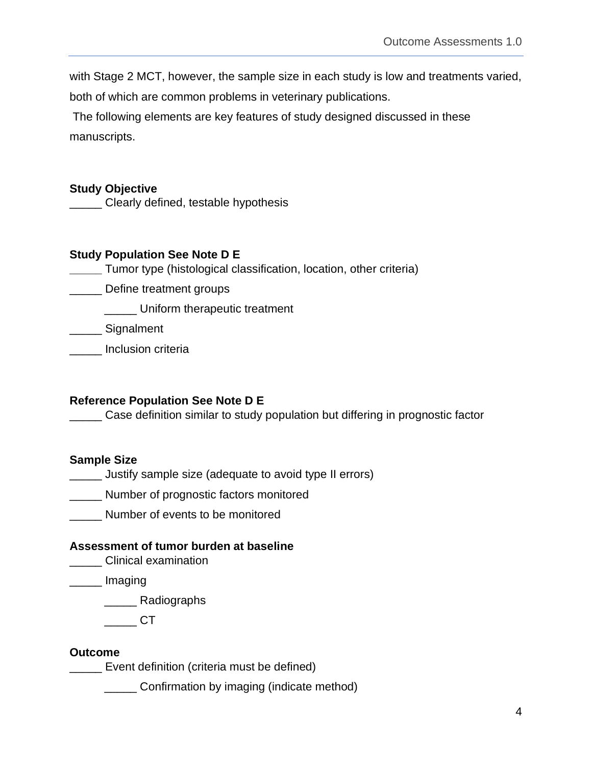with Stage 2 MCT, however, the sample size in each study is low and treatments varied, both of which are common problems in veterinary publications.

The following elements are key features of study designed discussed in these manuscripts.

**Study Objective**

_____ Clearly defined, testable hypothesis

**Study Population See Note D E**

_____ Tumor type (histological classification, location, other criteria)

_____ Define treatment groups

    _____ Uniform therapeutic treatment

_____ Signalment

_____ Inclusion criteria

**Reference Population See Note D E**

_____ Case definition similar to study population but differing in prognostic factor

**Sample Size**

_____ Justify sample size (adequate to avoid type II errors)

_____ Number of prognostic factors monitored

_____ Number of events to be monitored

**Assessment of tumor burden at baseline**

_____ Clinical examination

_____ Imaging

    _____ Radiographs

    _____ CT

**Outcome**

_____ Event definition (criteria must be defined)

    _____ Confirmation by imaging (indicate method)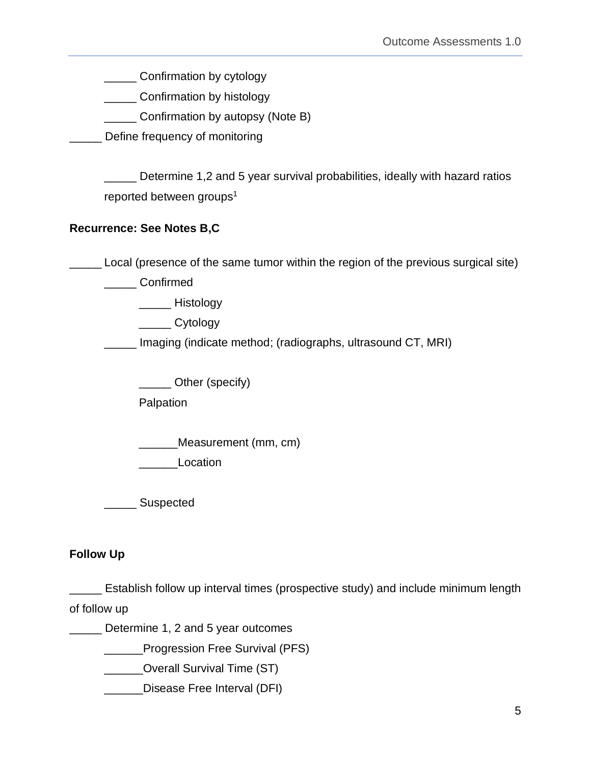_____ Confirmation by cytology

_____ Confirmation by histology

_____ Confirmation by autopsy (Note B)

_____ Define frequency of monitoring

_____ Determine 1,2 and 5 year survival probabilities, ideally with hazard ratios reported between groups[1]

**Recurrence: See Notes B,C**

_____ Local (presence of the same tumor within the region of the previous surgical site)

_____ Confirmed

_____ Histology

_____ Cytology

_____ Imaging (indicate method; (radiographs, ultrasound CT, MRI)

_____ Other (specify)

Palpation

______Measurement (mm, cm)

______Location

_____ Suspected

**Follow Up**

_____ Establish follow up interval times (prospective study) and include minimum length of follow up

_____ Determine 1, 2 and 5 year outcomes

______Progression Free Survival (PFS)

______Overall Survival Time (ST)

______Disease Free Interval (DFI)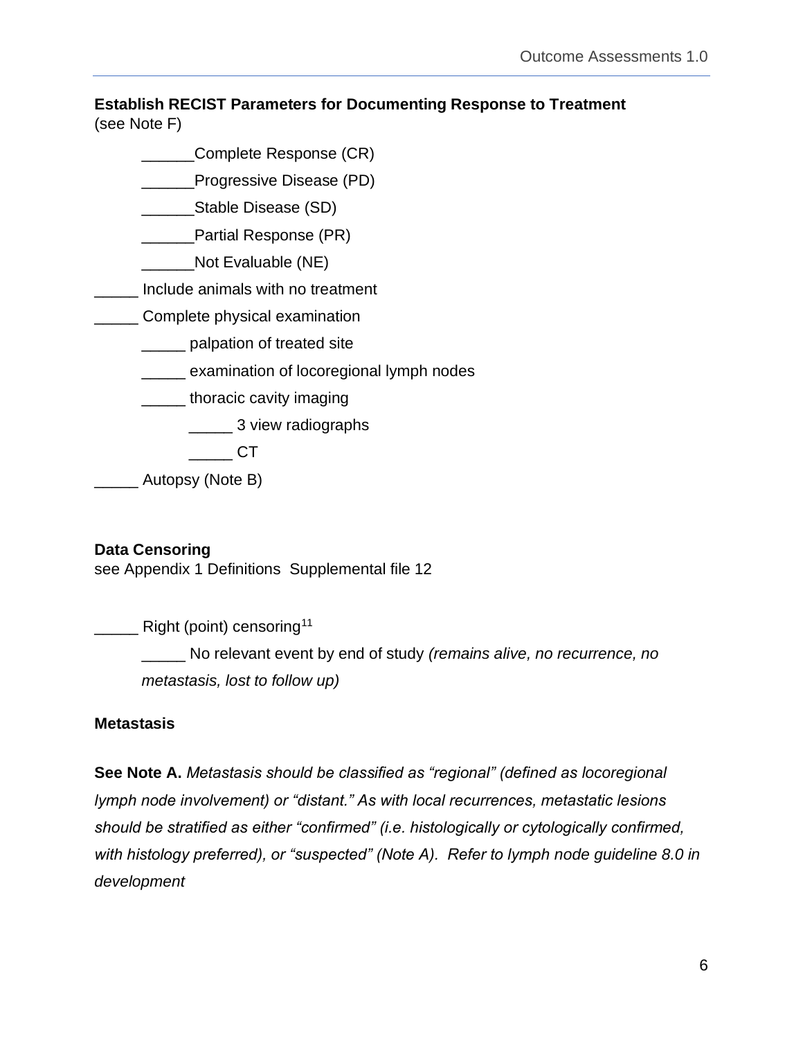**Establish RECIST Parameters for Documenting Response to Treatment** (see Note F)

- ______Complete Response (CR)
- ______Progressive Disease (PD)
- ______Stable Disease (SD)
- ______Partial Response (PR)
- ______Not Evaluable (NE)

_____ Include animals with no treatment

_____ Complete physical examination

- _____ palpation of treated site
- _____ examination of locoregional lymph nodes
- _____ thoracic cavity imaging
  - _____ 3 view radiographs
  - _____ CT

_____ Autopsy (Note B)

**Data Censoring**
see Appendix 1 Definitions  Supplemental file 12

_____ Right (point) censoring[11]

- _____ No relevant event by end of study *(remains alive, no recurrence, no metastasis, lost to follow up)*

**Metastasis**

**See Note A.** *Metastasis should be classified as "regional" (defined as locoregional lymph node involvement) or "distant." As with local recurrences, metastatic lesions should be stratified as either "confirmed" (i.e. histologically or cytologically confirmed, with histology preferred), or "suspected" (Note A).  Refer to lymph node guideline 8.0 in development*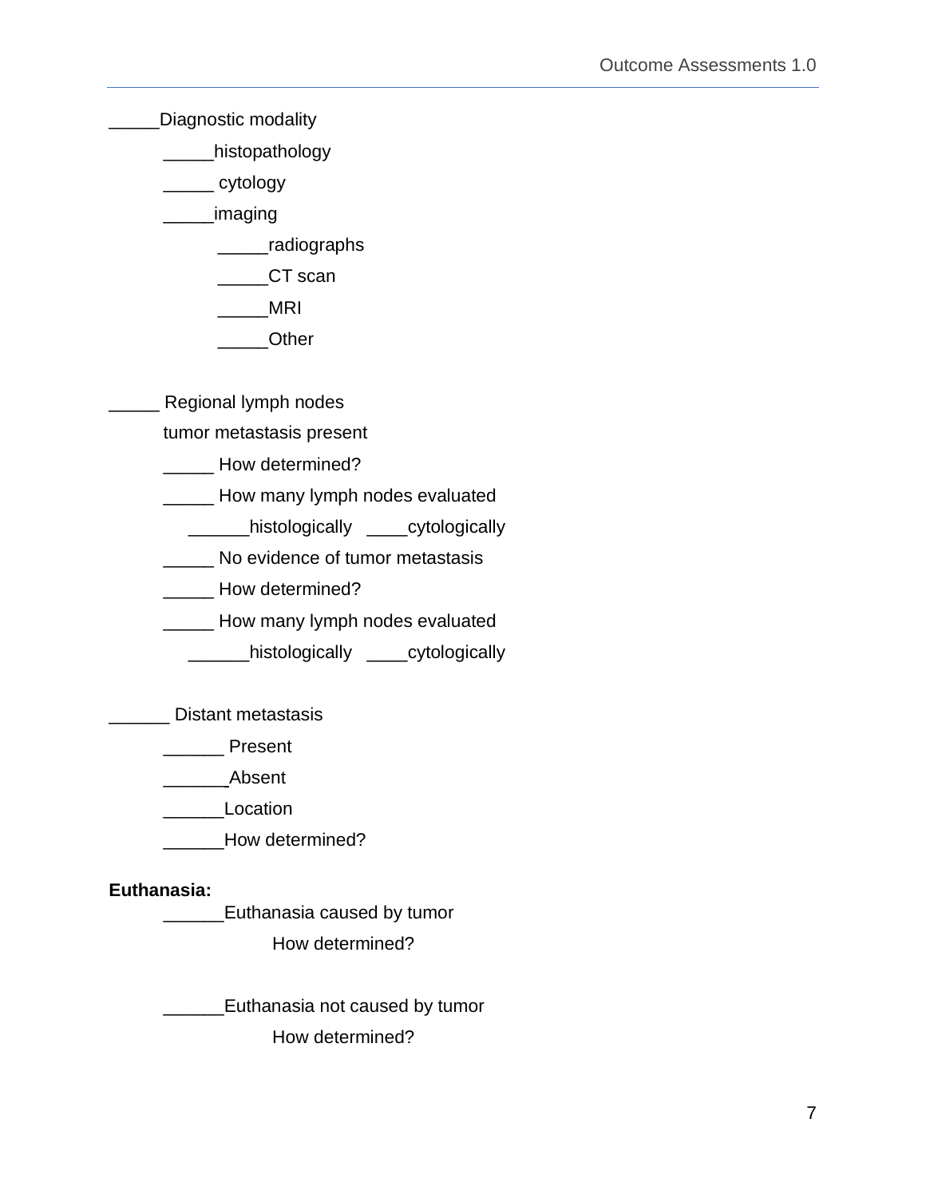_____Diagnostic modality

- _____histopathology
- _____ cytology
- _____imaging
    - _____radiographs
    - _____CT scan
    - _____MRI
    - _____Other

_____ Regional lymph nodes

tumor metastasis present

- _____ How determined?
- _____ How many lymph nodes evaluated
    - ______histologically ____cytologically
- _____ No evidence of tumor metastasis
- _____ How determined?
- _____ How many lymph nodes evaluated
    - ______histologically ____cytologically

______ Distant metastasis

- ______ Present
- ______Absent
- ______Location
- ______How determined?

**Euthanasia:**

______Euthanasia caused by tumor

How determined?

______Euthanasia not caused by tumor

How determined?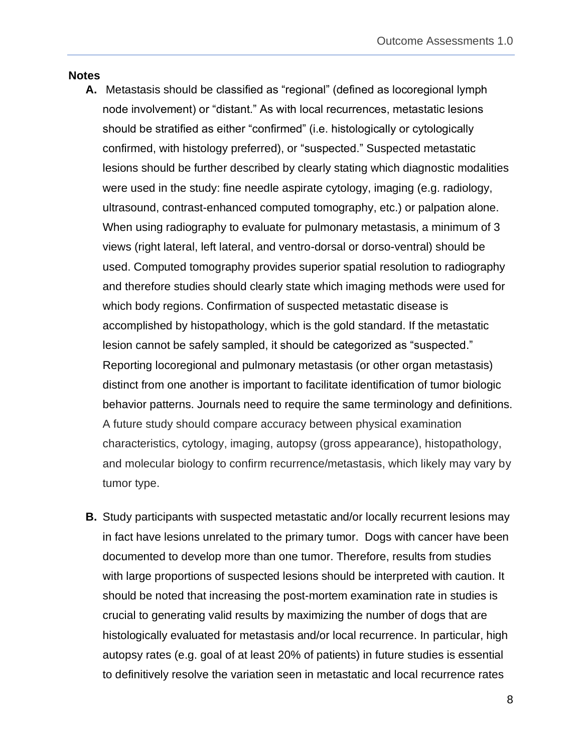**Notes**

**A.** Metastasis should be classified as "regional" (defined as locoregional lymph node involvement) or "distant." As with local recurrences, metastatic lesions should be stratified as either "confirmed" (i.e. histologically or cytologically confirmed, with histology preferred), or "suspected." Suspected metastatic lesions should be further described by clearly stating which diagnostic modalities were used in the study: fine needle aspirate cytology, imaging (e.g. radiology, ultrasound, contrast-enhanced computed tomography, etc.) or palpation alone. When using radiography to evaluate for pulmonary metastasis, a minimum of 3 views (right lateral, left lateral, and ventro-dorsal or dorso-ventral) should be used. Computed tomography provides superior spatial resolution to radiography and therefore studies should clearly state which imaging methods were used for which body regions. Confirmation of suspected metastatic disease is accomplished by histopathology, which is the gold standard. If the metastatic lesion cannot be safely sampled, it should be categorized as "suspected." Reporting locoregional and pulmonary metastasis (or other organ metastasis) distinct from one another is important to facilitate identification of tumor biologic behavior patterns. Journals need to require the same terminology and definitions. A future study should compare accuracy between physical examination characteristics, cytology, imaging, autopsy (gross appearance), histopathology, and molecular biology to confirm recurrence/metastasis, which likely may vary by tumor type.

**B.** Study participants with suspected metastatic and/or locally recurrent lesions may in fact have lesions unrelated to the primary tumor. Dogs with cancer have been documented to develop more than one tumor. Therefore, results from studies with large proportions of suspected lesions should be interpreted with caution. It should be noted that increasing the post-mortem examination rate in studies is crucial to generating valid results by maximizing the number of dogs that are histologically evaluated for metastasis and/or local recurrence. In particular, high autopsy rates (e.g. goal of at least 20% of patients) in future studies is essential to definitively resolve the variation seen in metastatic and local recurrence rates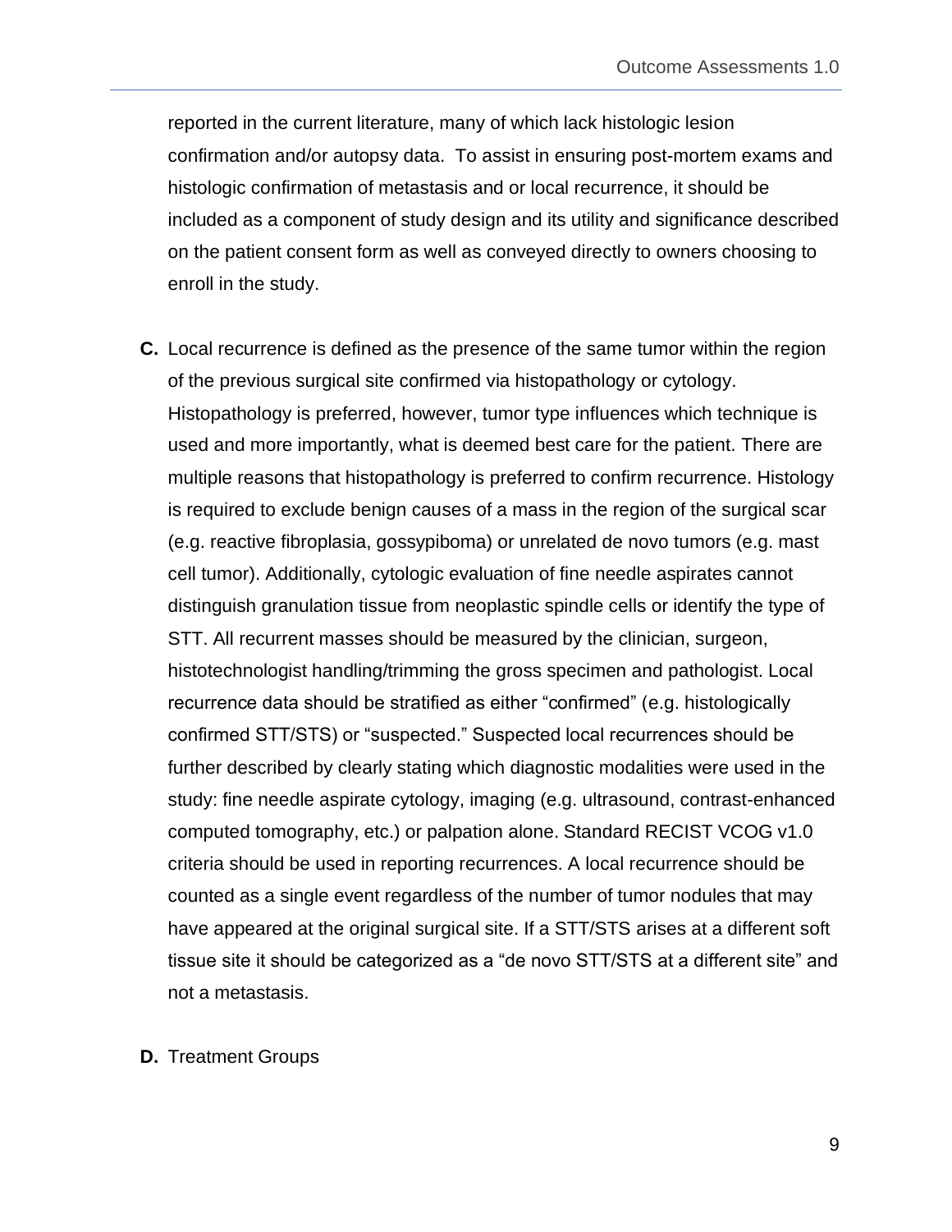reported in the current literature, many of which lack histologic lesion confirmation and/or autopsy data. To assist in ensuring post-mortem exams and histologic confirmation of metastasis and or local recurrence, it should be included as a component of study design and its utility and significance described on the patient consent form as well as conveyed directly to owners choosing to enroll in the study.

**C.** Local recurrence is defined as the presence of the same tumor within the region of the previous surgical site confirmed via histopathology or cytology. Histopathology is preferred, however, tumor type influences which technique is used and more importantly, what is deemed best care for the patient. There are multiple reasons that histopathology is preferred to confirm recurrence. Histology is required to exclude benign causes of a mass in the region of the surgical scar (e.g. reactive fibroplasia, gossypiboma) or unrelated de novo tumors (e.g. mast cell tumor). Additionally, cytologic evaluation of fine needle aspirates cannot distinguish granulation tissue from neoplastic spindle cells or identify the type of STT. All recurrent masses should be measured by the clinician, surgeon, histotechnologist handling/trimming the gross specimen and pathologist. Local recurrence data should be stratified as either "confirmed" (e.g. histologically confirmed STT/STS) or "suspected." Suspected local recurrences should be further described by clearly stating which diagnostic modalities were used in the study: fine needle aspirate cytology, imaging (e.g. ultrasound, contrast-enhanced computed tomography, etc.) or palpation alone. Standard RECIST VCOG v1.0 criteria should be used in reporting recurrences. A local recurrence should be counted as a single event regardless of the number of tumor nodules that may have appeared at the original surgical site. If a STT/STS arises at a different soft tissue site it should be categorized as a "de novo STT/STS at a different site" and not a metastasis.

**D.** Treatment Groups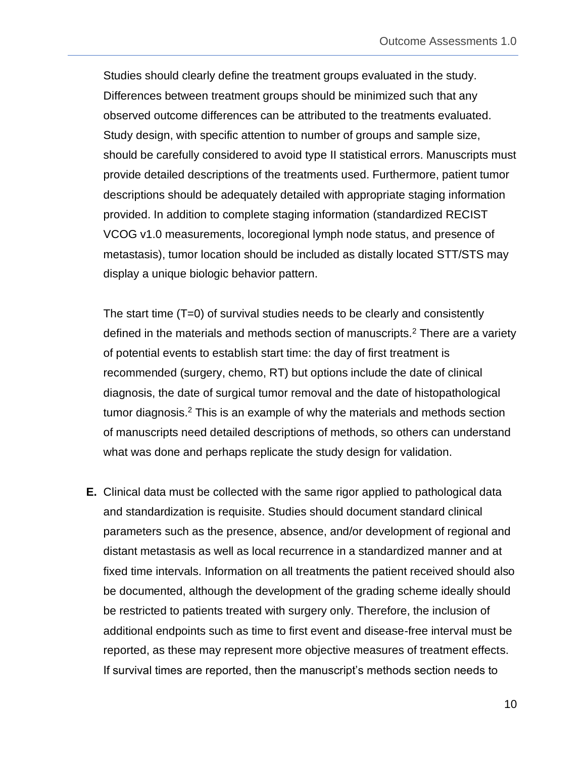Studies should clearly define the treatment groups evaluated in the study. Differences between treatment groups should be minimized such that any observed outcome differences can be attributed to the treatments evaluated. Study design, with specific attention to number of groups and sample size, should be carefully considered to avoid type II statistical errors. Manuscripts must provide detailed descriptions of the treatments used. Furthermore, patient tumor descriptions should be adequately detailed with appropriate staging information provided. In addition to complete staging information (standardized RECIST VCOG v1.0 measurements, locoregional lymph node status, and presence of metastasis), tumor location should be included as distally located STT/STS may display a unique biologic behavior pattern.

The start time (T=0) of survival studies needs to be clearly and consistently defined in the materials and methods section of manuscripts.[2] There are a variety of potential events to establish start time: the day of first treatment is recommended (surgery, chemo, RT) but options include the date of clinical diagnosis, the date of surgical tumor removal and the date of histopathological tumor diagnosis.[2] This is an example of why the materials and methods section of manuscripts need detailed descriptions of methods, so others can understand what was done and perhaps replicate the study design for validation.

**E.** Clinical data must be collected with the same rigor applied to pathological data and standardization is requisite. Studies should document standard clinical parameters such as the presence, absence, and/or development of regional and distant metastasis as well as local recurrence in a standardized manner and at fixed time intervals. Information on all treatments the patient received should also be documented, although the development of the grading scheme ideally should be restricted to patients treated with surgery only. Therefore, the inclusion of additional endpoints such as time to first event and disease-free interval must be reported, as these may represent more objective measures of treatment effects. If survival times are reported, then the manuscript's methods section needs to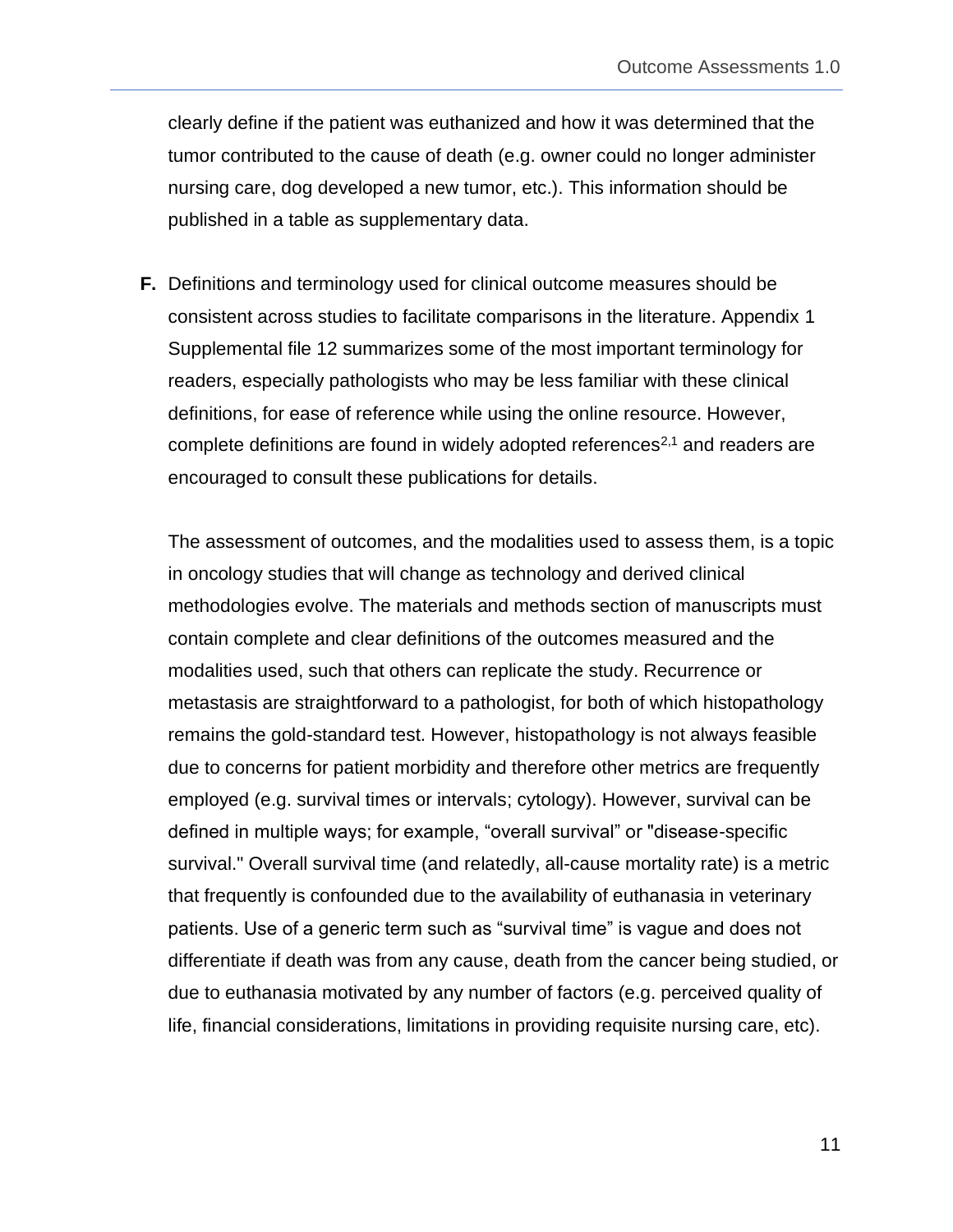clearly define if the patient was euthanized and how it was determined that the tumor contributed to the cause of death (e.g. owner could no longer administer nursing care, dog developed a new tumor, etc.). This information should be published in a table as supplementary data.

**F.** Definitions and terminology used for clinical outcome measures should be consistent across studies to facilitate comparisons in the literature. Appendix 1 Supplemental file 12 summarizes some of the most important terminology for readers, especially pathologists who may be less familiar with these clinical definitions, for ease of reference while using the online resource. However, complete definitions are found in widely adopted references[2,1] and readers are encouraged to consult these publications for details.

The assessment of outcomes, and the modalities used to assess them, is a topic in oncology studies that will change as technology and derived clinical methodologies evolve. The materials and methods section of manuscripts must contain complete and clear definitions of the outcomes measured and the modalities used, such that others can replicate the study. Recurrence or metastasis are straightforward to a pathologist, for both of which histopathology remains the gold-standard test. However, histopathology is not always feasible due to concerns for patient morbidity and therefore other metrics are frequently employed (e.g. survival times or intervals; cytology). However, survival can be defined in multiple ways; for example, “overall survival” or "disease-specific survival." Overall survival time (and relatedly, all-cause mortality rate) is a metric that frequently is confounded due to the availability of euthanasia in veterinary patients. Use of a generic term such as “survival time” is vague and does not differentiate if death was from any cause, death from the cancer being studied, or due to euthanasia motivated by any number of factors (e.g. perceived quality of life, financial considerations, limitations in providing requisite nursing care, etc).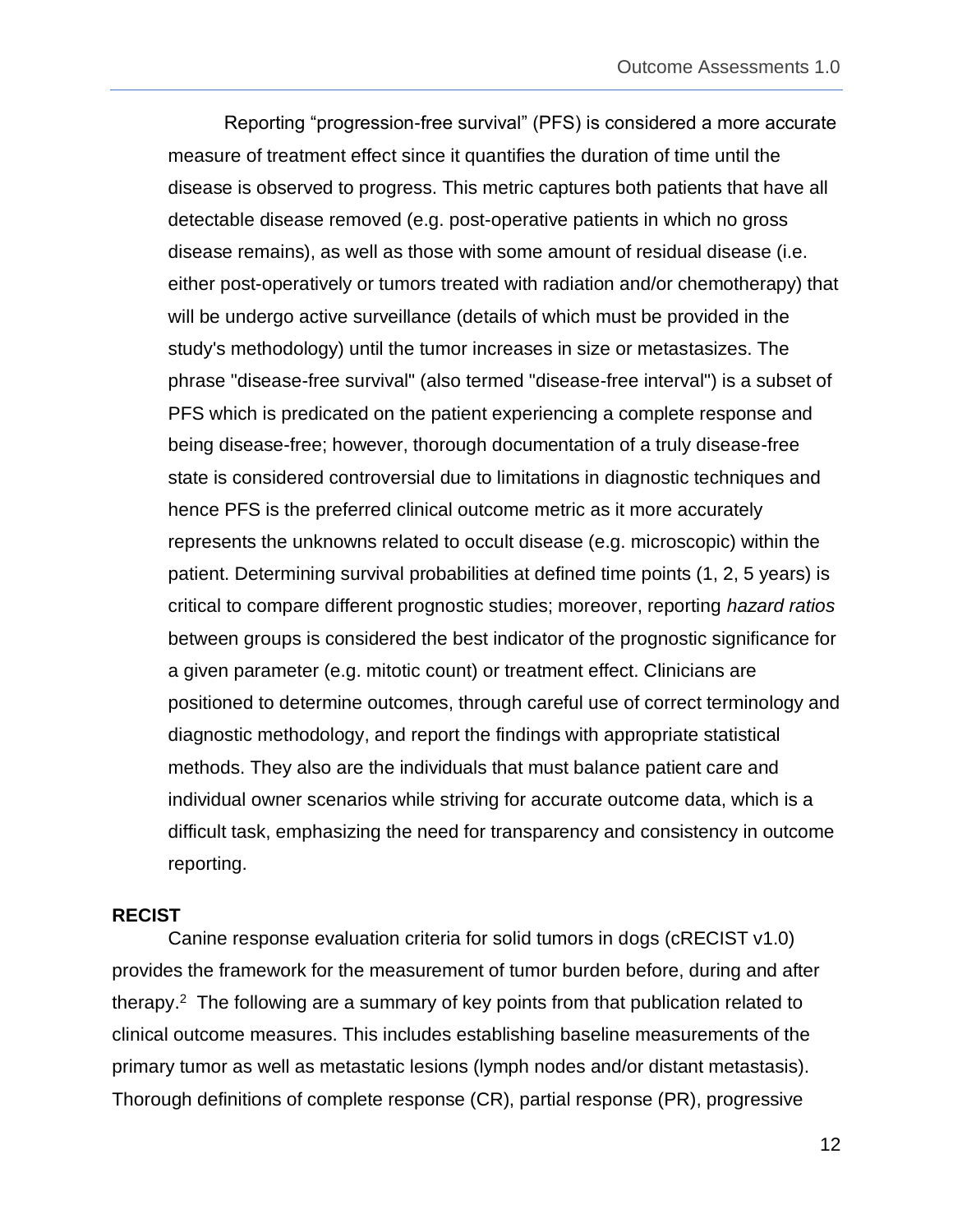Reporting "progression-free survival" (PFS) is considered a more accurate measure of treatment effect since it quantifies the duration of time until the disease is observed to progress. This metric captures both patients that have all detectable disease removed (e.g. post-operative patients in which no gross disease remains), as well as those with some amount of residual disease (i.e. either post-operatively or tumors treated with radiation and/or chemotherapy) that will be undergo active surveillance (details of which must be provided in the study's methodology) until the tumor increases in size or metastasizes. The phrase "disease-free survival" (also termed "disease-free interval") is a subset of PFS which is predicated on the patient experiencing a complete response and being disease-free; however, thorough documentation of a truly disease-free state is considered controversial due to limitations in diagnostic techniques and hence PFS is the preferred clinical outcome metric as it more accurately represents the unknowns related to occult disease (e.g. microscopic) within the patient. Determining survival probabilities at defined time points (1, 2, 5 years) is critical to compare different prognostic studies; moreover, reporting *hazard ratios* between groups is considered the best indicator of the prognostic significance for a given parameter (e.g. mitotic count) or treatment effect. Clinicians are positioned to determine outcomes, through careful use of correct terminology and diagnostic methodology, and report the findings with appropriate statistical methods. They also are the individuals that must balance patient care and individual owner scenarios while striving for accurate outcome data, which is a difficult task, emphasizing the need for transparency and consistency in outcome reporting.

**RECIST**

Canine response evaluation criteria for solid tumors in dogs (cRECIST v1.0) provides the framework for the measurement of tumor burden before, during and after therapy.[2] The following are a summary of key points from that publication related to clinical outcome measures. This includes establishing baseline measurements of the primary tumor as well as metastatic lesions (lymph nodes and/or distant metastasis). Thorough definitions of complete response (CR), partial response (PR), progressive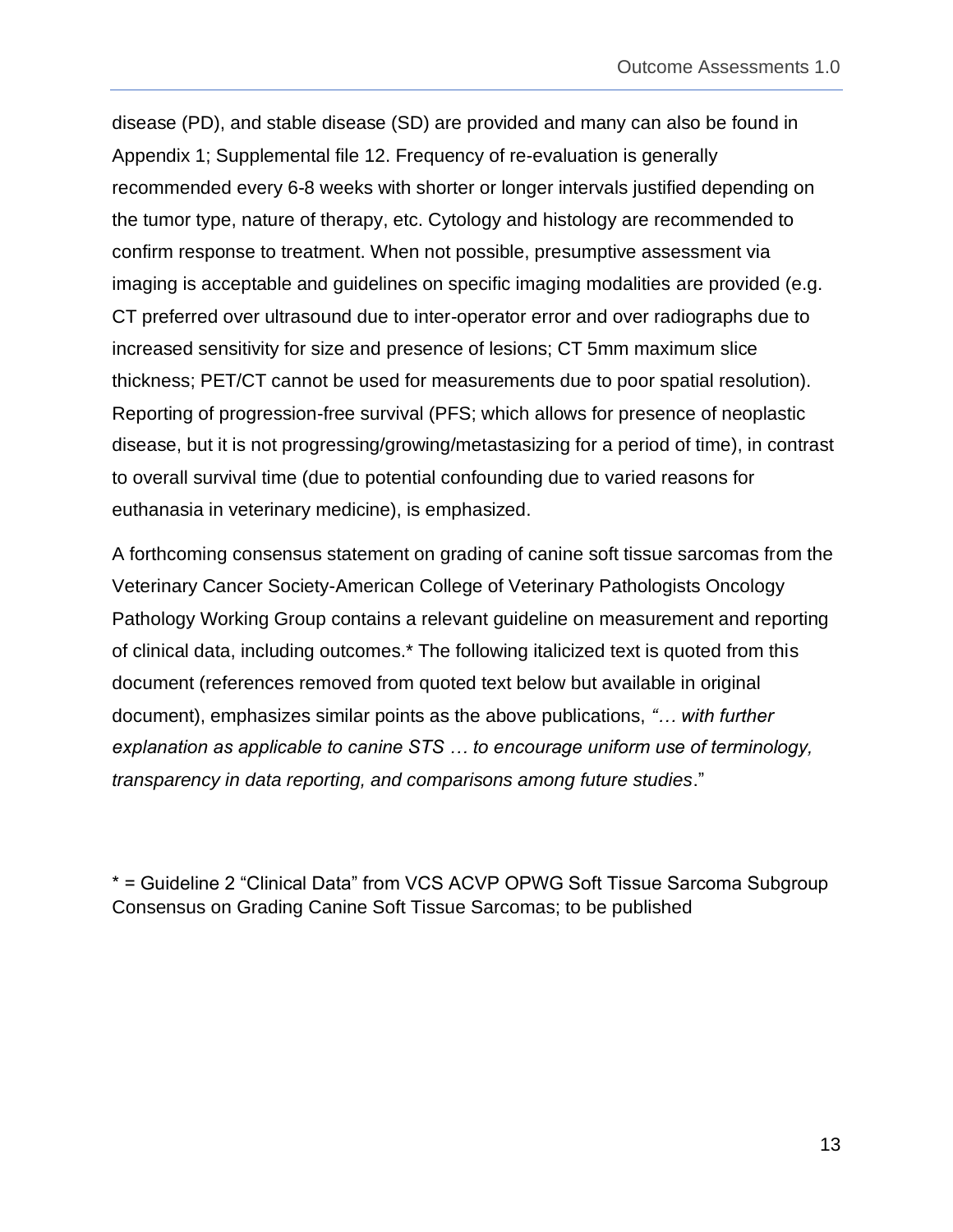disease (PD), and stable disease (SD) are provided and many can also be found in Appendix 1; Supplemental file 12. Frequency of re-evaluation is generally recommended every 6-8 weeks with shorter or longer intervals justified depending on the tumor type, nature of therapy, etc. Cytology and histology are recommended to confirm response to treatment. When not possible, presumptive assessment via imaging is acceptable and guidelines on specific imaging modalities are provided (e.g. CT preferred over ultrasound due to inter-operator error and over radiographs due to increased sensitivity for size and presence of lesions; CT 5mm maximum slice thickness; PET/CT cannot be used for measurements due to poor spatial resolution). Reporting of progression-free survival (PFS; which allows for presence of neoplastic disease, but it is not progressing/growing/metastasizing for a period of time), in contrast to overall survival time (due to potential confounding due to varied reasons for euthanasia in veterinary medicine), is emphasized.

A forthcoming consensus statement on grading of canine soft tissue sarcomas from the Veterinary Cancer Society-American College of Veterinary Pathologists Oncology Pathology Working Group contains a relevant guideline on measurement and reporting of clinical data, including outcomes.* The following italicized text is quoted from this document (references removed from quoted text below but available in original document), emphasizes similar points as the above publications, *"… with further explanation as applicable to canine STS … to encourage uniform use of terminology, transparency in data reporting, and comparisons among future studies*."

\* = Guideline 2 "Clinical Data" from VCS ACVP OPWG Soft Tissue Sarcoma Subgroup Consensus on Grading Canine Soft Tissue Sarcomas; to be published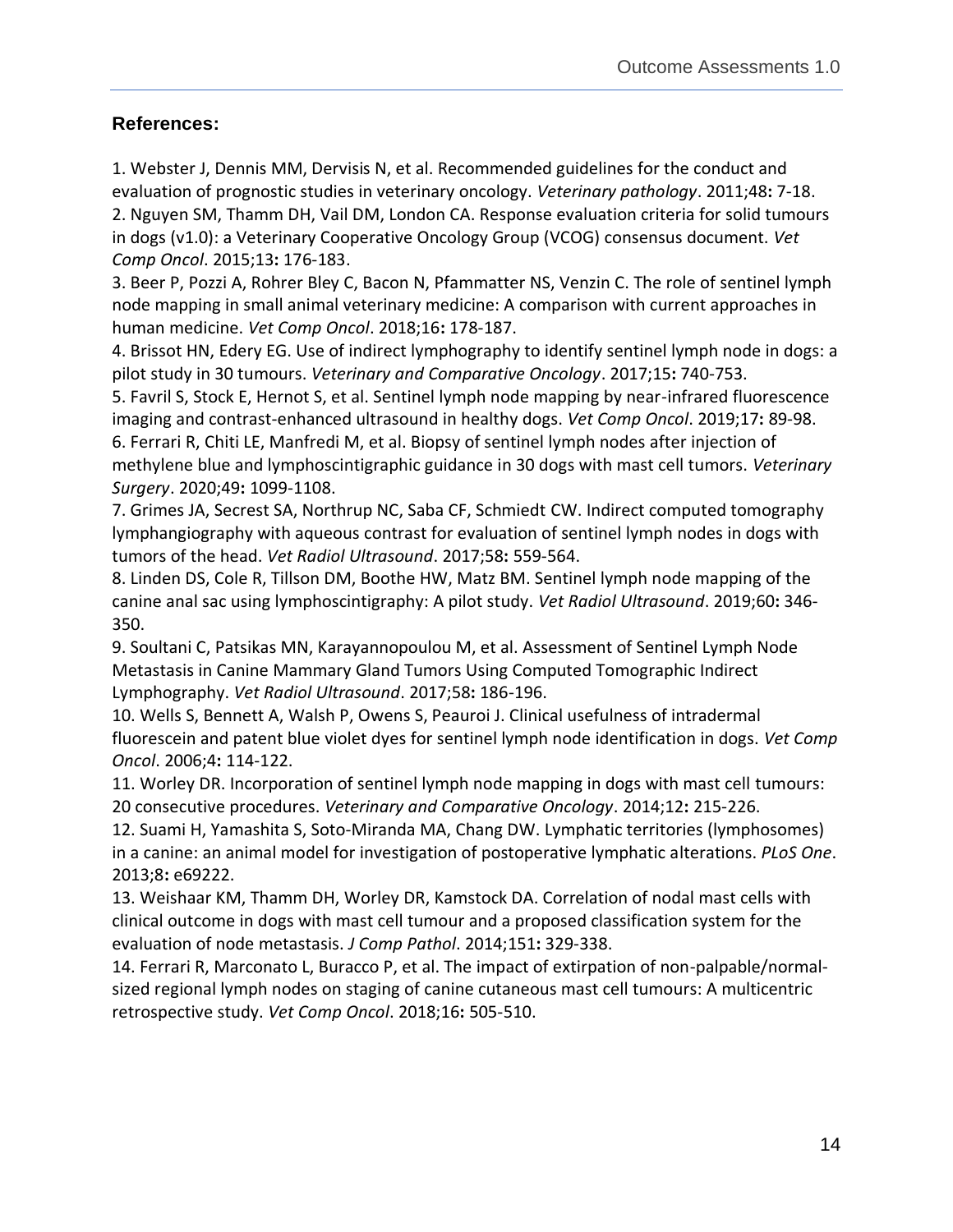## References:

1. Webster J, Dennis MM, Dervisis N, et al. Recommended guidelines for the conduct and evaluation of prognostic studies in veterinary oncology. *Veterinary pathology*. 2011;48**:** 7-18.
2. Nguyen SM, Thamm DH, Vail DM, London CA. Response evaluation criteria for solid tumours in dogs (v1.0): a Veterinary Cooperative Oncology Group (VCOG) consensus document. *Vet Comp Oncol*. 2015;13**:** 176-183.
3. Beer P, Pozzi A, Rohrer Bley C, Bacon N, Pfammatter NS, Venzin C. The role of sentinel lymph node mapping in small animal veterinary medicine: A comparison with current approaches in human medicine. *Vet Comp Oncol*. 2018;16**:** 178-187.
4. Brissot HN, Edery EG. Use of indirect lymphography to identify sentinel lymph node in dogs: a pilot study in 30 tumours. *Veterinary and Comparative Oncology*. 2017;15**:** 740-753.
5. Favril S, Stock E, Hernot S, et al. Sentinel lymph node mapping by near-infrared fluorescence imaging and contrast-enhanced ultrasound in healthy dogs. *Vet Comp Oncol*. 2019;17**:** 89-98.
6. Ferrari R, Chiti LE, Manfredi M, et al. Biopsy of sentinel lymph nodes after injection of methylene blue and lymphoscintigraphic guidance in 30 dogs with mast cell tumors. *Veterinary Surgery*. 2020;49**:** 1099-1108.
7. Grimes JA, Secrest SA, Northrup NC, Saba CF, Schmiedt CW. Indirect computed tomography lymphangiography with aqueous contrast for evaluation of sentinel lymph nodes in dogs with tumors of the head. *Vet Radiol Ultrasound*. 2017;58**:** 559-564.
8. Linden DS, Cole R, Tillson DM, Boothe HW, Matz BM. Sentinel lymph node mapping of the canine anal sac using lymphoscintigraphy: A pilot study. *Vet Radiol Ultrasound*. 2019;60**:** 346-350.
9. Soultani C, Patsikas MN, Karayannopoulou M, et al. Assessment of Sentinel Lymph Node Metastasis in Canine Mammary Gland Tumors Using Computed Tomographic Indirect Lymphography. *Vet Radiol Ultrasound*. 2017;58**:** 186-196.
10. Wells S, Bennett A, Walsh P, Owens S, Peauroi J. Clinical usefulness of intradermal fluorescein and patent blue violet dyes for sentinel lymph node identification in dogs. *Vet Comp Oncol*. 2006;4**:** 114-122.
11. Worley DR. Incorporation of sentinel lymph node mapping in dogs with mast cell tumours: 20 consecutive procedures. *Veterinary and Comparative Oncology*. 2014;12**:** 215-226.
12. Suami H, Yamashita S, Soto-Miranda MA, Chang DW. Lymphatic territories (lymphosomes) in a canine: an animal model for investigation of postoperative lymphatic alterations. *PLoS One*. 2013;8**:** e69222.
13. Weishaar KM, Thamm DH, Worley DR, Kamstock DA. Correlation of nodal mast cells with clinical outcome in dogs with mast cell tumour and a proposed classification system for the evaluation of node metastasis. *J Comp Pathol*. 2014;151**:** 329-338.
14. Ferrari R, Marconato L, Buracco P, et al. The impact of extirpation of non-palpable/normal-sized regional lymph nodes on staging of canine cutaneous mast cell tumours: A multicentric retrospective study. *Vet Comp Oncol*. 2018;16**:** 505-510.